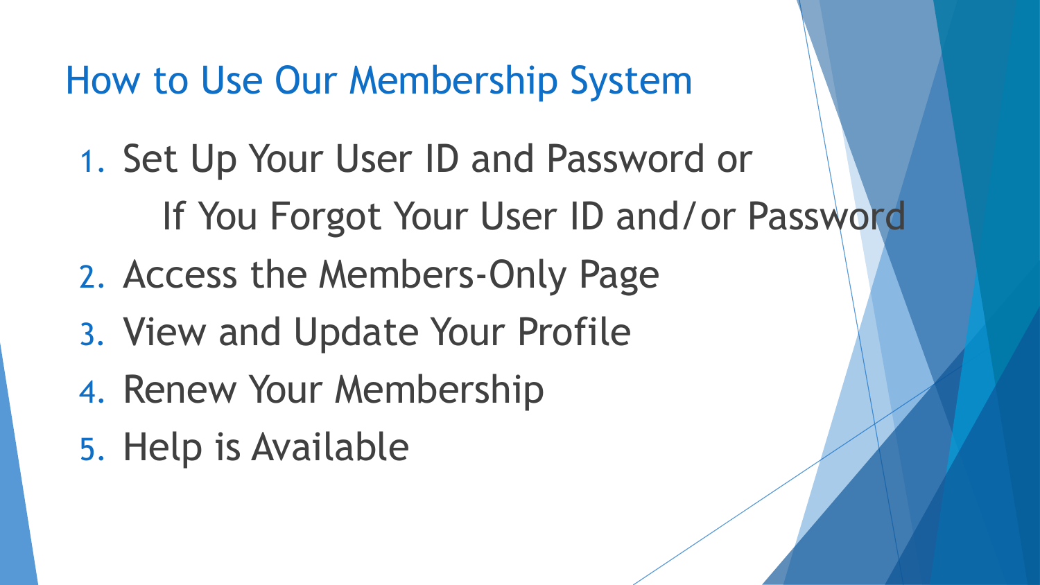# How to Use Our Membership System

1. Set Up Your User ID and Password or
   If You Forgot Your User ID and/or Password
2. Access the Members-Only Page
3. View and Update Your Profile
4. Renew Your Membership
5. Help is Available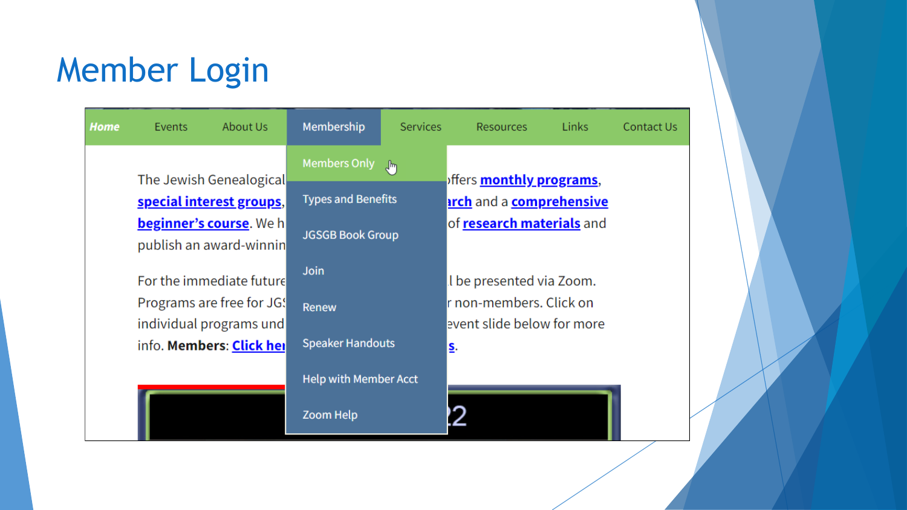# Member Login

Home | Events | About Us | Membership | Services | Resources | Links | Contact Us

- Members Only
- Types and Benefits
- JGSGB Book Group
- Join
- Renew
- Speaker Handouts
- Help with Member Acct
- Zoom Help

The Jewish Genealogical ... offers **monthly programs**, **special interest groups**, ... **arch** and a **comprehensive beginner's course**. We h... of **research materials** and publish an award-winnin...

For the immediate future ... l be presented via Zoom. Programs are free for JG... r non-members. Click on individual programs und... event slide below for more info. **Members**: **Click her**... **s**.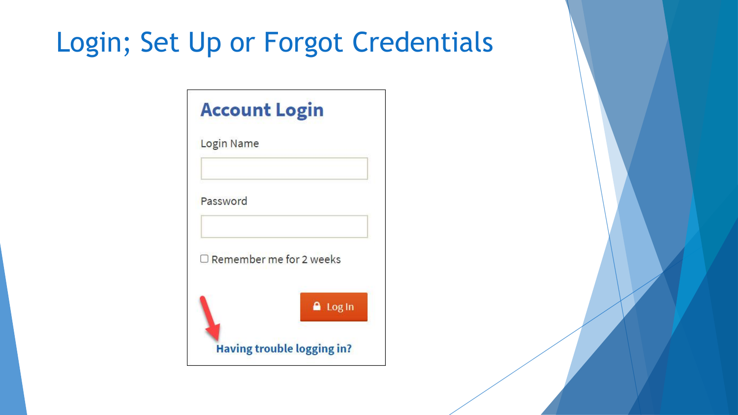# Login; Set Up or Forgot Credentials

## Account Login

Login Name

Password

Remember me for 2 weeks

Log In

**Having trouble logging in?**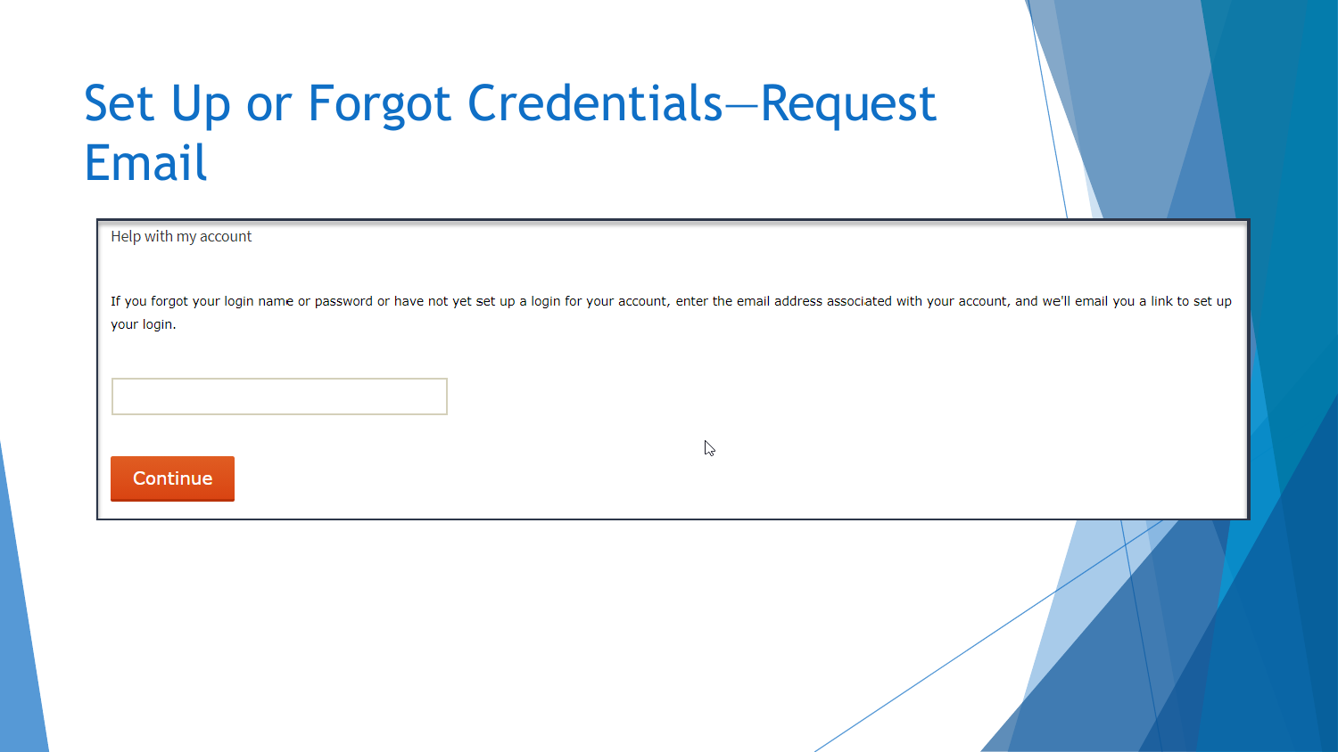# Set Up or Forgot Credentials—Request Email

Help with my account

If you forgot your login name or password or have not yet set up a login for your account, enter the email address associated with your account, and we'll email you a link to set up your login.

Continue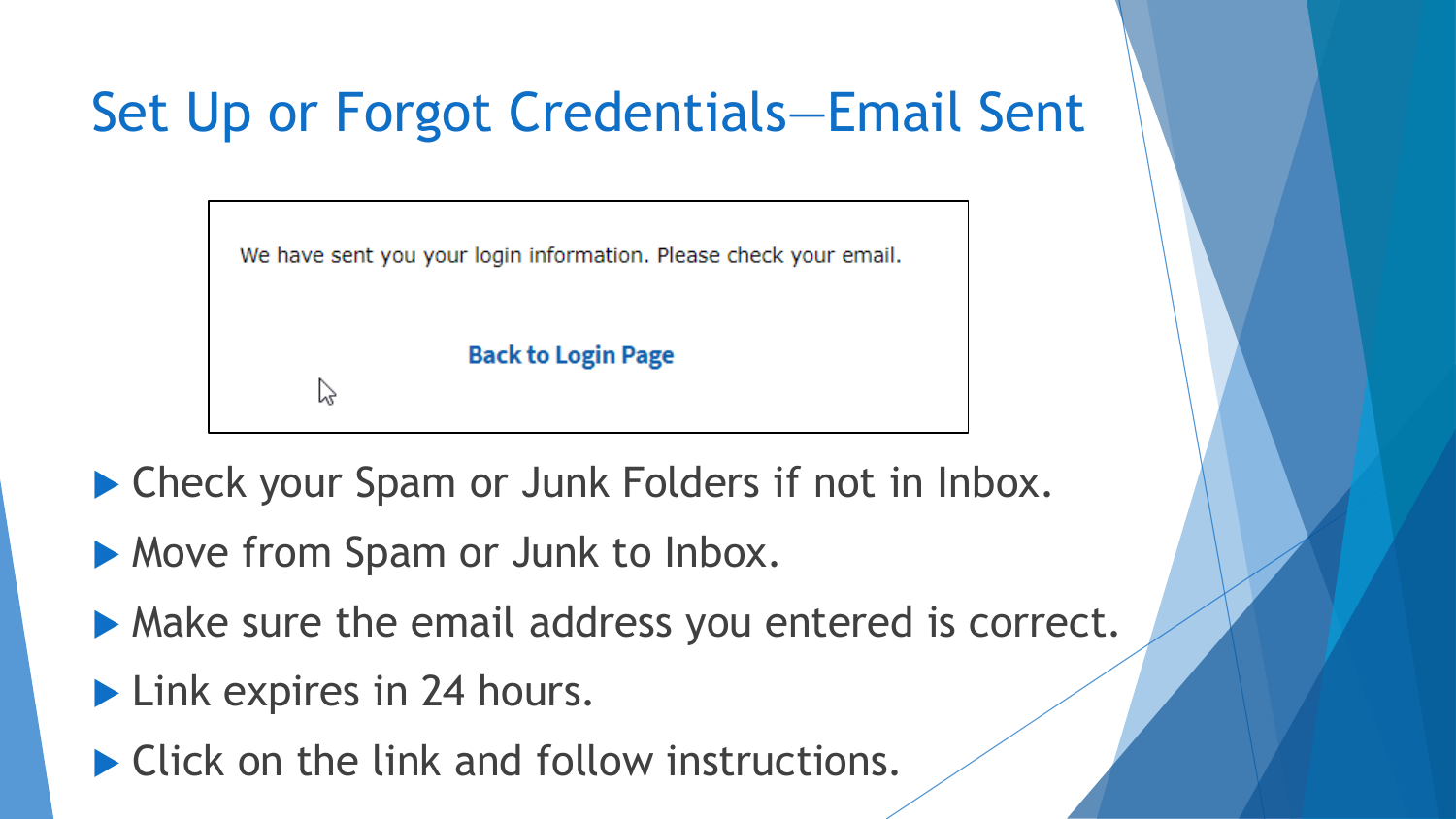# Set Up or Forgot Credentials—Email Sent

We have sent you your login information. Please check your email.

Back to Login Page

- Check your Spam or Junk Folders if not in Inbox.
- Move from Spam or Junk to Inbox.
- Make sure the email address you entered is correct.
- Link expires in 24 hours.
- Click on the link and follow instructions.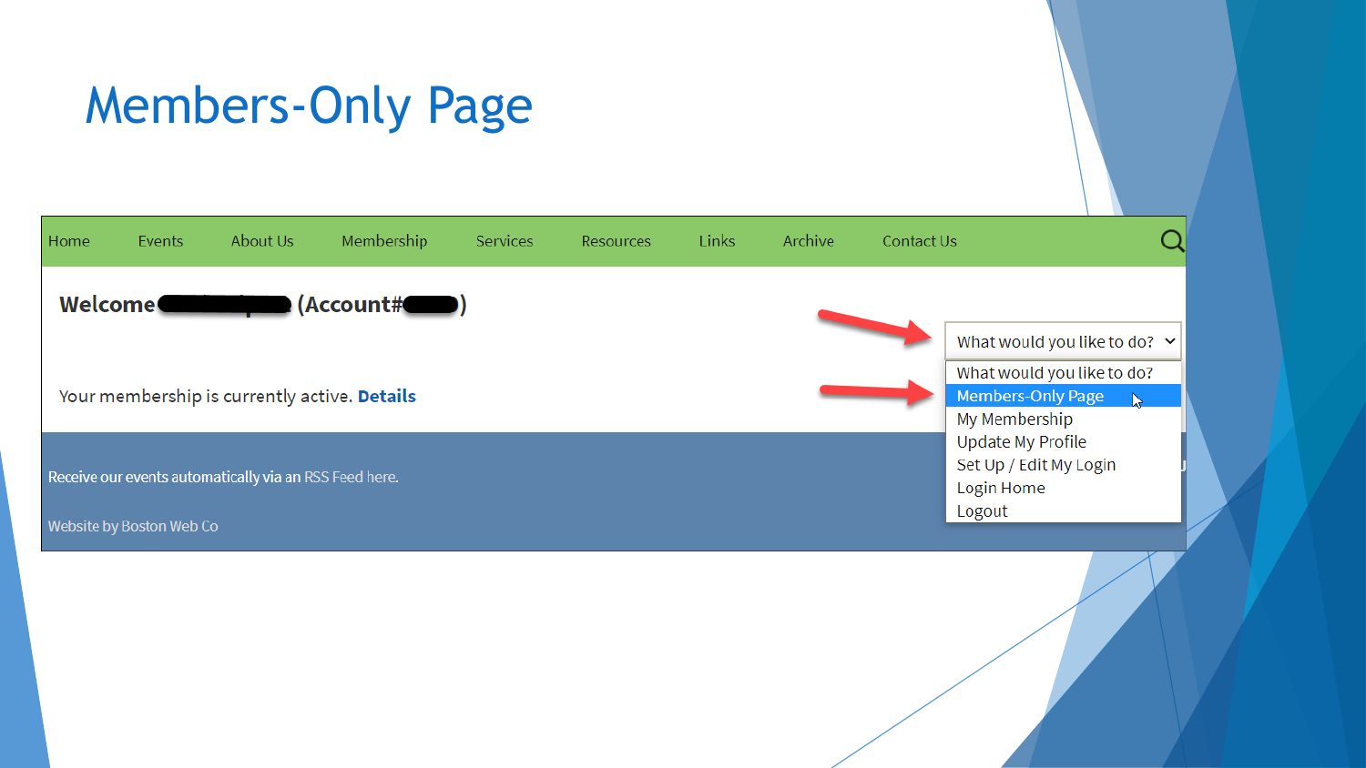# Members-Only Page

Home | Events | About Us | Membership | Services | Resources | Links | Archive | Contact Us

**Welcome ███ (Account#███)**

What would you like to do?

- What would you like to do?
- Members-Only Page
- My Membership
- Update My Profile
- Set Up / Edit My Login
- Login Home
- Logout

Your membership is currently active. **Details**

Receive our events automatically via an RSS Feed here.

Website by Boston Web Co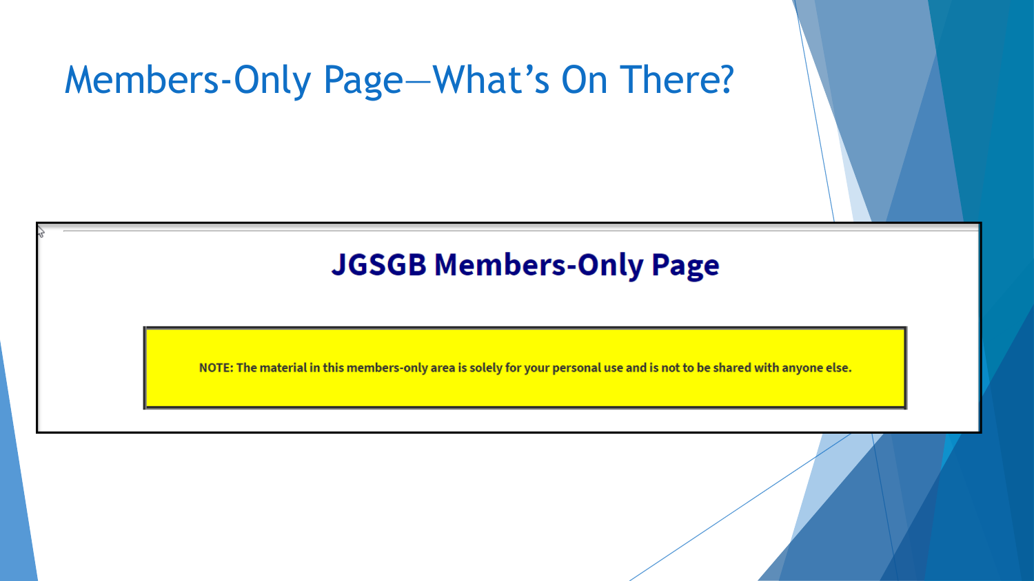# Members-Only Page—What's On There?

## JGSGB Members-Only Page

**NOTE: The material in this members-only area is solely for your personal use and is not to be shared with anyone else.**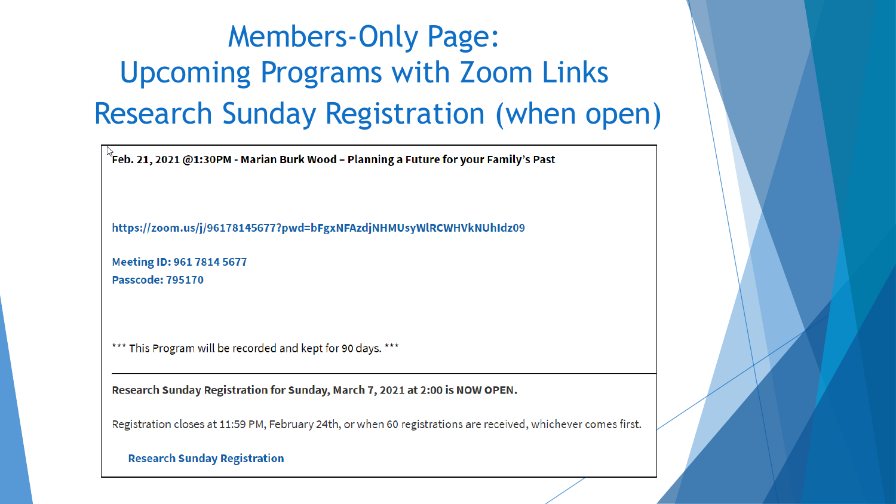# Members-Only Page: Upcoming Programs with Zoom Links Research Sunday Registration (when open)

**Feb. 21, 2021 @1:30PM - Marian Burk Wood – Planning a Future for your Family's Past**

https://zoom.us/j/96178145677?pwd=bFgxNFAzdjNHMUsyWlRCWHVkNUhIdz09

**Meeting ID: 961 7814 5677**
**Passcode: 795170**

*** This Program will be recorded and kept for 90 days. ***

---

**Research Sunday Registration for Sunday, March 7, 2021 at 2:00 is NOW OPEN.**

Registration closes at 11:59 PM, February 24th, or when 60 registrations are received, whichever comes first.

**Research Sunday Registration**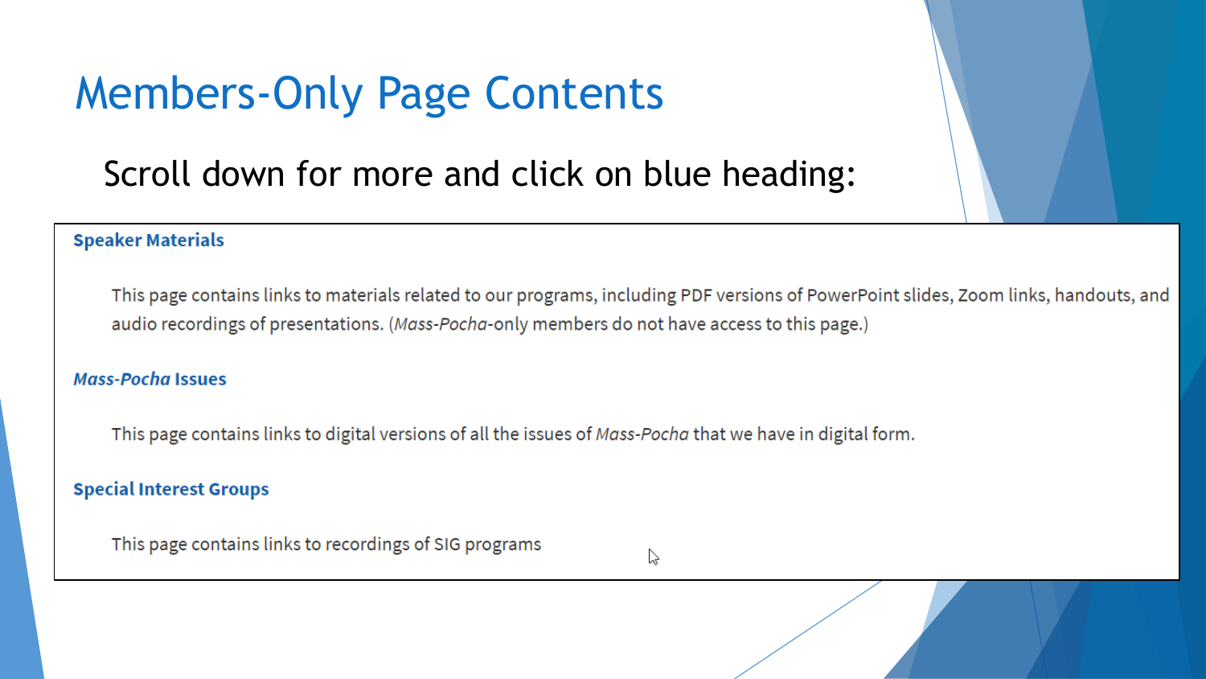# Members-Only Page Contents

Scroll down for more and click on blue heading:

**Speaker Materials**

This page contains links to materials related to our programs, including PDF versions of PowerPoint slides, Zoom links, handouts, and audio recordings of presentations. (*Mass-Pocha*-only members do not have access to this page.)

***Mass-Pocha* Issues**

This page contains links to digital versions of all the issues of *Mass-Pocha* that we have in digital form.

**Special Interest Groups**

This page contains links to recordings of SIG programs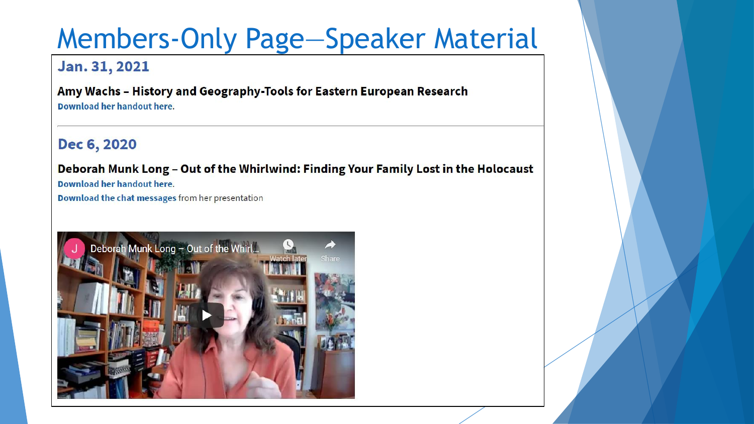# Members-Only Page—Speaker Material

## Jan. 31, 2021

**Amy Wachs – History and Geography-Tools for Eastern European Research**

**Download her handout here.**

---

## Dec 6, 2020

**Deborah Munk Long – Out of the Whirlwind: Finding Your Family Lost in the Holocaust**

**Download her handout here.**

**Download the chat messages** from her presentation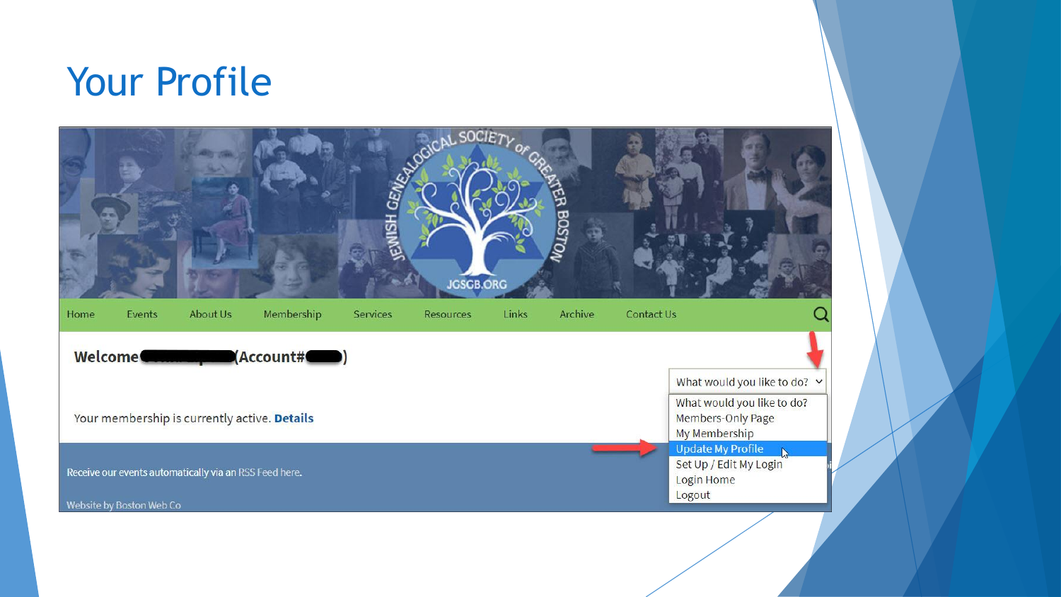# Your Profile

Home | Events | About Us | Membership | Services | Resources | Links | Archive | Contact Us

**Welcome (Account#)**

Your membership is currently active. **Details**

What would you like to do?

- What would you like to do?
- Members-Only Page
- My Membership
- Update My Profile
- Set Up / Edit My Login
- Login Home
- Logout

Receive our events automatically via an RSS Feed here.

Website by Boston Web Co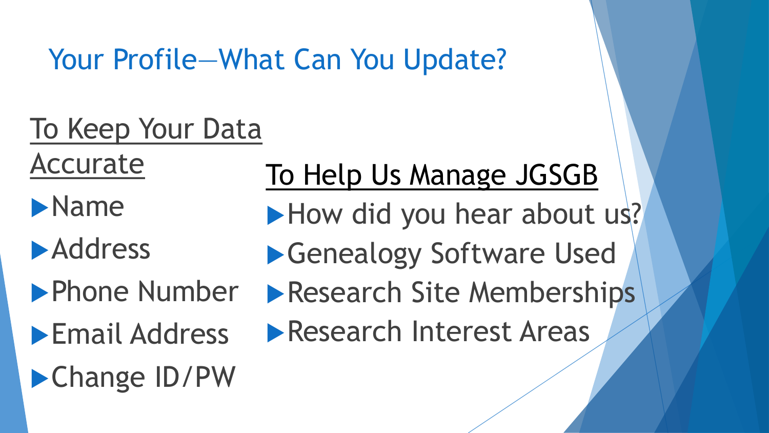# Your Profile—What Can You Update?

## To Keep Your Data Accurate

- Name
- Address
- Phone Number
- Email Address
- Change ID/PW

## To Help Us Manage JGSGB

- How did you hear about us?
- Genealogy Software Used
- Research Site Memberships
- Research Interest Areas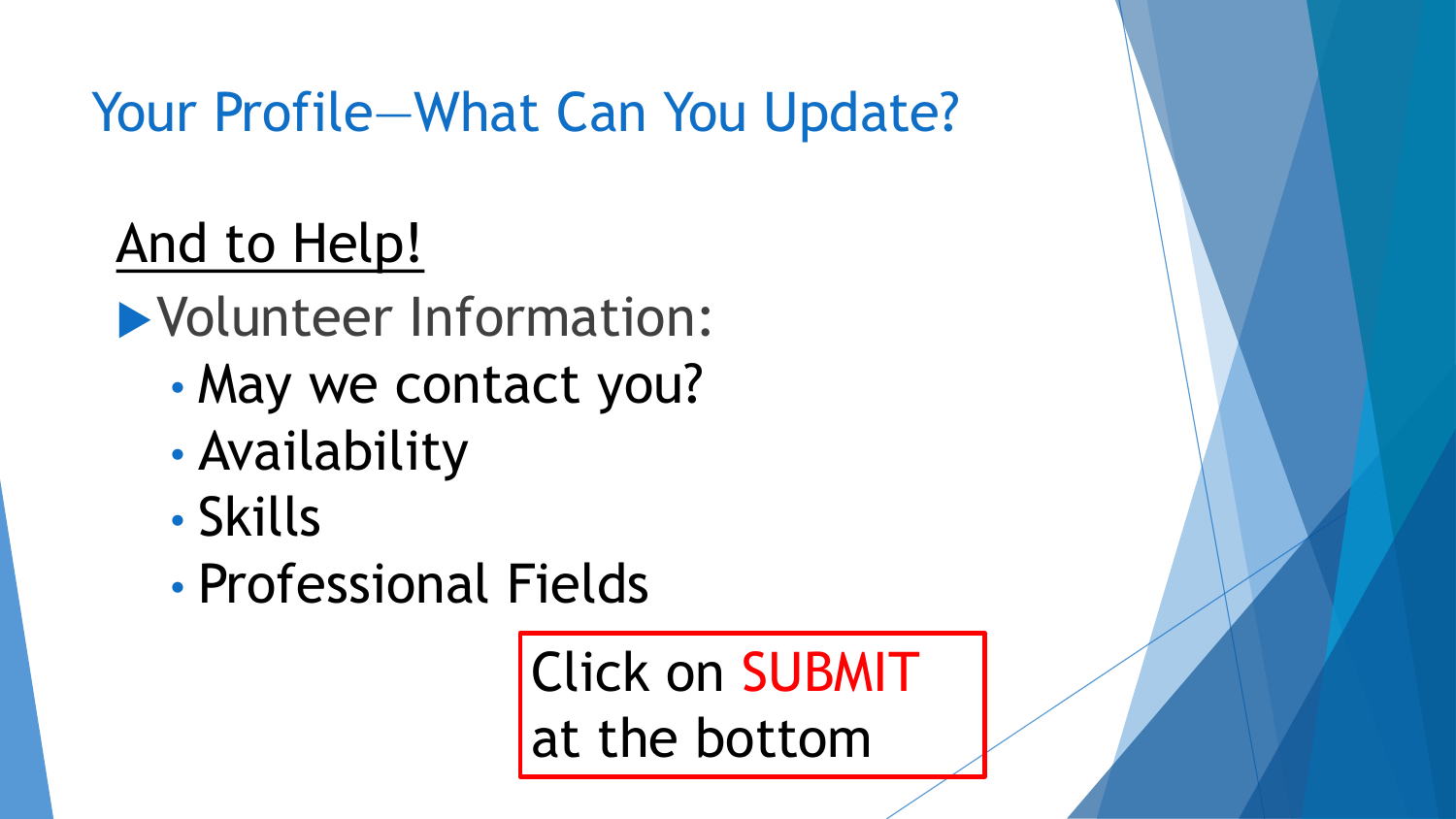# Your Profile—What Can You Update?

## <u>And to Help!</u>

- Volunteer Information:
  - May we contact you?
  - Availability
  - Skills
  - Professional Fields

Click on SUBMIT at the bottom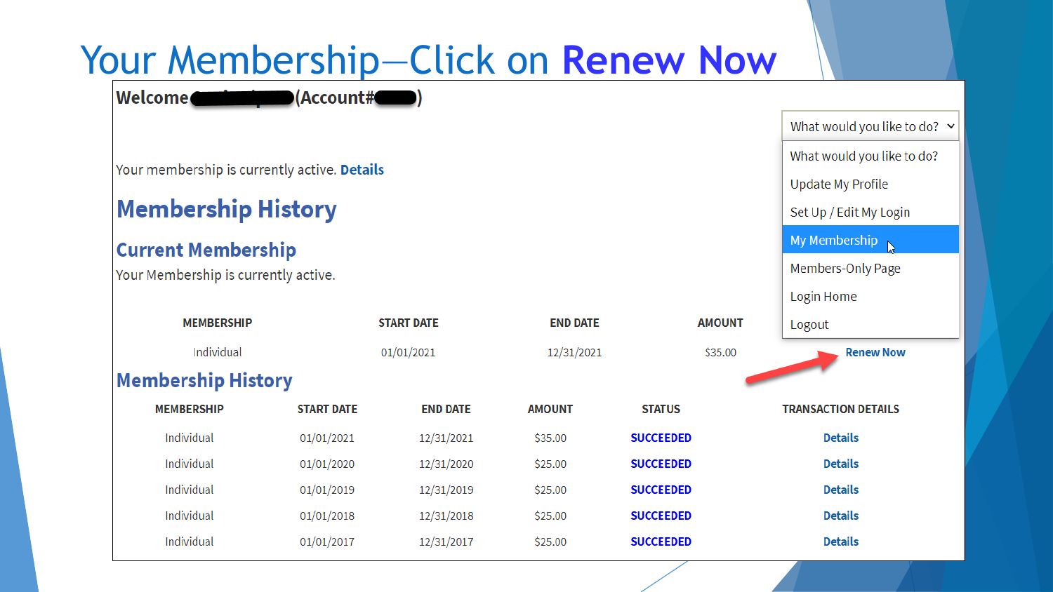# Your Membership—Click on **Renew Now**

**Welcome** ████ **(Account#** ██ **)**

What would you like to do?

- What would you like to do?
- Update My Profile
- Set Up / Edit My Login
- My Membership
- Members-Only Page
- Login Home
- Logout

Your membership is currently active. **Details**

## Membership History

### Current Membership

Your Membership is currently active.

| MEMBERSHIP | START DATE | END DATE | AMOUNT | |
|---|---|---|---|---|
| Individual | 01/01/2021 | 12/31/2021 | $35.00 | Renew Now |

### Membership History

| MEMBERSHIP | START DATE | END DATE | AMOUNT | STATUS | TRANSACTION DETAILS |
|---|---|---|---|---|---|
| Individual | 01/01/2021 | 12/31/2021 | $35.00 | SUCCEEDED | Details |
| Individual | 01/01/2020 | 12/31/2020 | $25.00 | SUCCEEDED | Details |
| Individual | 01/01/2019 | 12/31/2019 | $25.00 | SUCCEEDED | Details |
| Individual | 01/01/2018 | 12/31/2018 | $25.00 | SUCCEEDED | Details |
| Individual | 01/01/2017 | 12/31/2017 | $25.00 | SUCCEEDED | Details |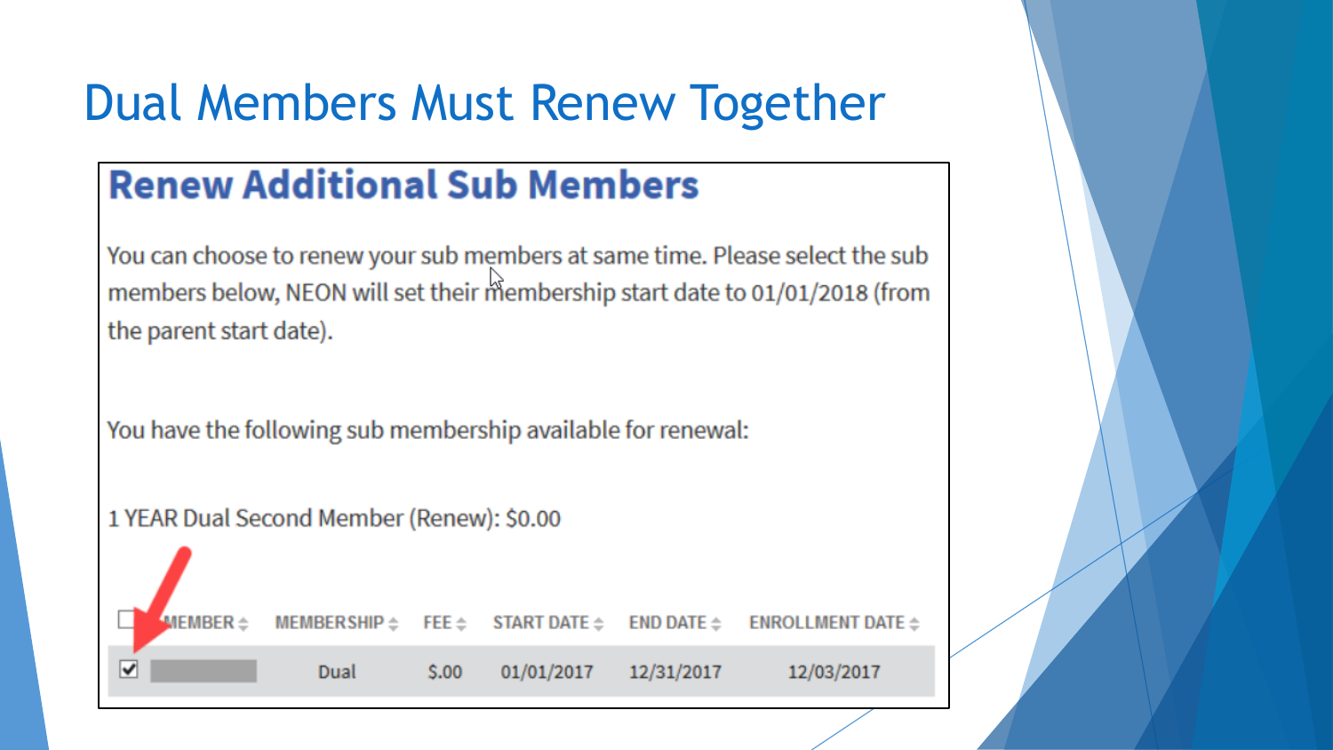# Dual Members Must Renew Together

## Renew Additional Sub Members

You can choose to renew your sub members at same time. Please select the sub members below, NEON will set their membership start date to 01/01/2018 (from the parent start date).

You have the following sub membership available for renewal:

1 YEAR Dual Second Member (Renew): $0.00

| ☐ | MEMBER | MEMBERSHIP | FEE | START DATE | END DATE | ENROLLMENT DATE |
| --- | --- | --- | --- | --- | --- | --- |
| ☑ | | Dual | $.00 | 01/01/2017 | 12/31/2017 | 12/03/2017 |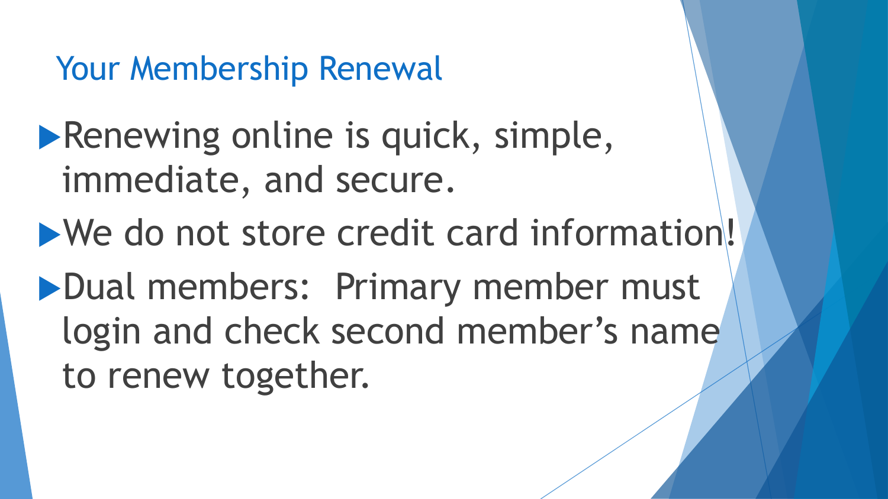## Your Membership Renewal

- Renewing online is quick, simple, immediate, and secure.
- We do not store credit card information!
- Dual members: Primary member must login and check second member's name to renew together.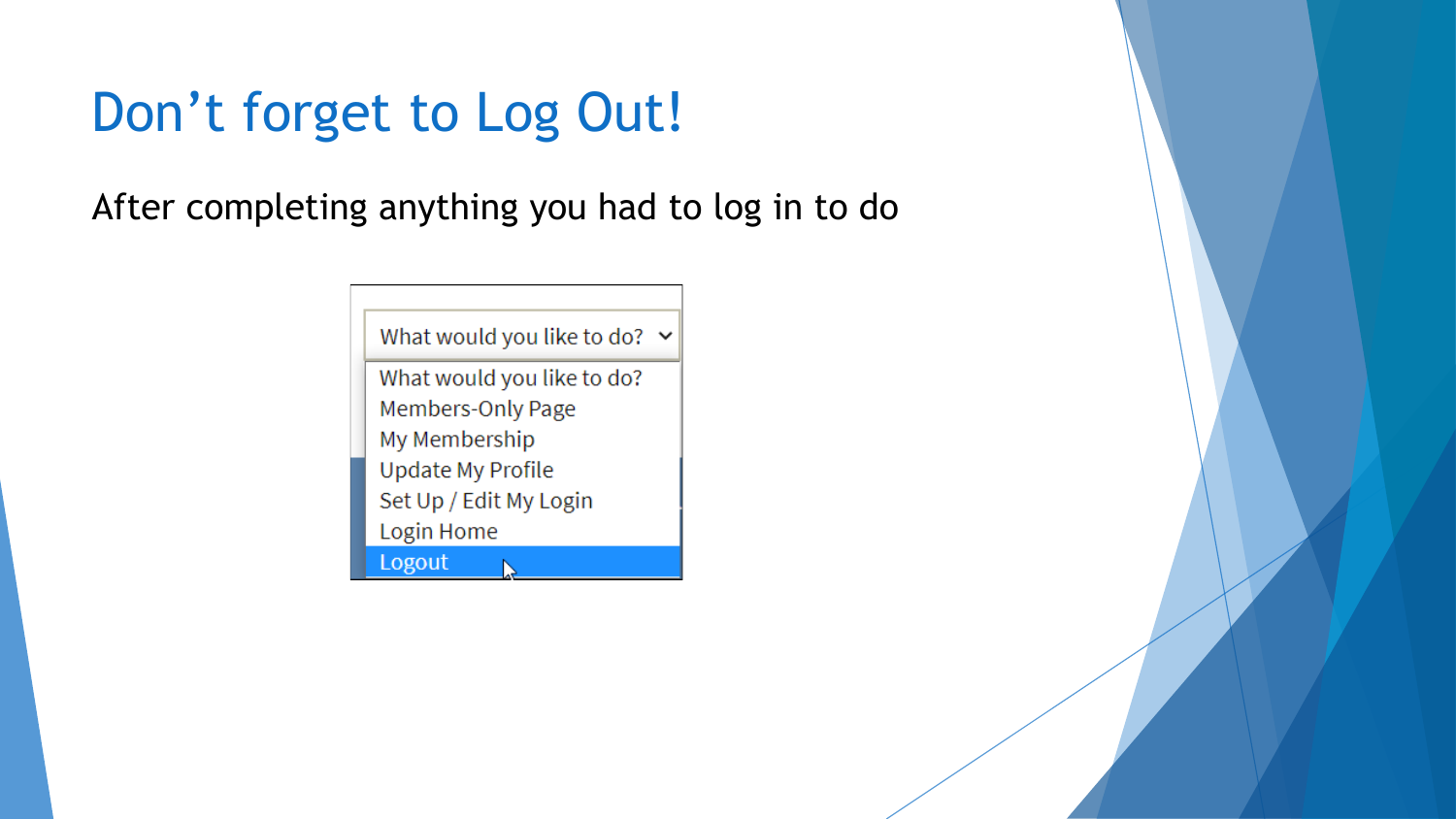# Don’t forget to Log Out!

After completing anything you had to log in to do

What would you like to do?

- What would you like to do?
- Members-Only Page
- My Membership
- Update My Profile
- Set Up / Edit My Login
- Login Home
- Logout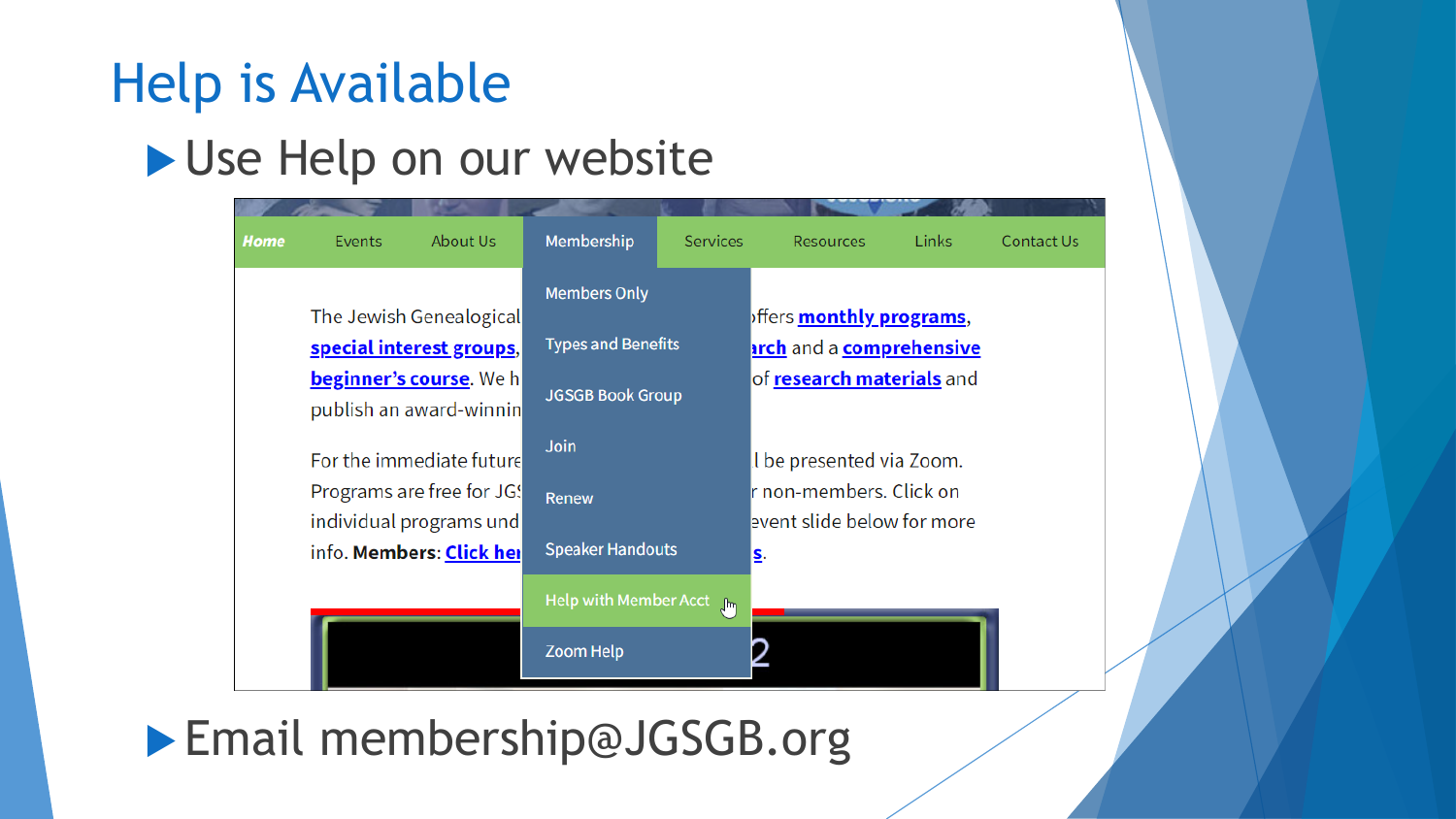# Help is Available

- Use Help on our website

Home | Events | About Us | Membership | Services | Resources | Links | Contact Us

Membership menu:
- Members Only
- Types and Benefits
- JGSGB Book Group
- Join
- Renew
- Speaker Handouts
- Help with Member Acct
- Zoom Help

The Jewish Genealogical ... offers **monthly programs**, **special interest groups**, ... arch and a **comprehensive beginner's course**. We h... of **research materials** and publish an award-winnin...

For the immediate future ... l be presented via Zoom. Programs are free for JG... r non-members. Click on individual programs und... event slide below for more info. **Members**: **Click her... s**.

- Email membership@JGSGB.org